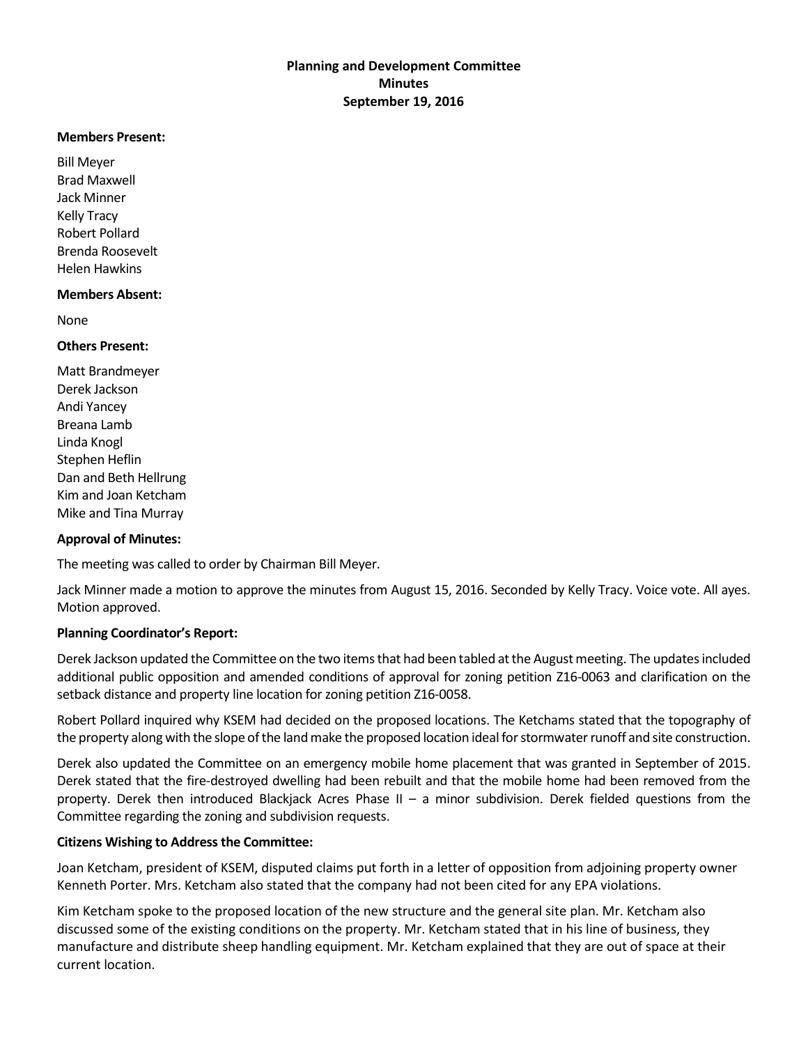# Planning and Development Committee
## Minutes
## September 19, 2016

**Members Present:**

Bill Meyer
Brad Maxwell
Jack Minner
Kelly Tracy
Robert Pollard
Brenda Roosevelt
Helen Hawkins

**Members Absent:**

None

**Others Present:**

Matt Brandmeyer
Derek Jackson
Andi Yancey
Breana Lamb
Linda Knogl
Stephen Heflin
Dan and Beth Hellrung
Kim and Joan Ketcham
Mike and Tina Murray

**Approval of Minutes:**

The meeting was called to order by Chairman Bill Meyer.

Jack Minner made a motion to approve the minutes from August 15, 2016. Seconded by Kelly Tracy. Voice vote. All ayes. Motion approved.

**Planning Coordinator's Report:**

Derek Jackson updated the Committee on the two items that had been tabled at the August meeting. The updates included additional public opposition and amended conditions of approval for zoning petition Z16-0063 and clarification on the setback distance and property line location for zoning petition Z16-0058.

Robert Pollard inquired why KSEM had decided on the proposed locations. The Ketchams stated that the topography of the property along with the slope of the land make the proposed location ideal for stormwater runoff and site construction.

Derek also updated the Committee on an emergency mobile home placement that was granted in September of 2015. Derek stated that the fire-destroyed dwelling had been rebuilt and that the mobile home had been removed from the property. Derek then introduced Blackjack Acres Phase II – a minor subdivision. Derek fielded questions from the Committee regarding the zoning and subdivision requests.

**Citizens Wishing to Address the Committee:**

Joan Ketcham, president of KSEM, disputed claims put forth in a letter of opposition from adjoining property owner Kenneth Porter. Mrs. Ketcham also stated that the company had not been cited for any EPA violations.

Kim Ketcham spoke to the proposed location of the new structure and the general site plan. Mr. Ketcham also discussed some of the existing conditions on the property. Mr. Ketcham stated that in his line of business, they manufacture and distribute sheep handling equipment. Mr. Ketcham explained that they are out of space at their current location.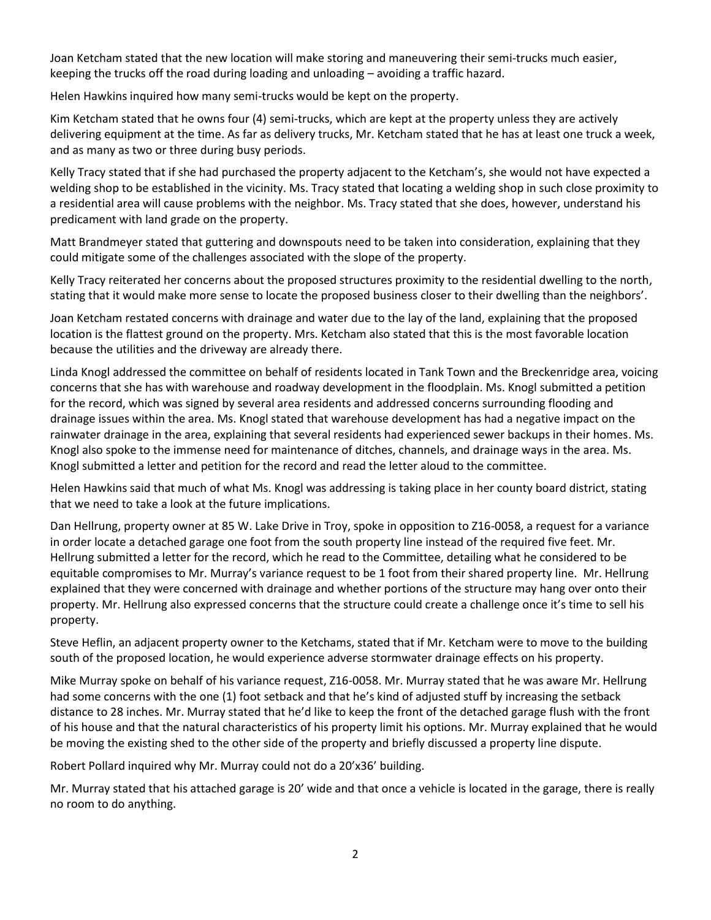Joan Ketcham stated that the new location will make storing and maneuvering their semi-trucks much easier, keeping the trucks off the road during loading and unloading – avoiding a traffic hazard.

Helen Hawkins inquired how many semi-trucks would be kept on the property.

Kim Ketcham stated that he owns four (4) semi-trucks, which are kept at the property unless they are actively delivering equipment at the time. As far as delivery trucks, Mr. Ketcham stated that he has at least one truck a week, and as many as two or three during busy periods.

Kelly Tracy stated that if she had purchased the property adjacent to the Ketcham's, she would not have expected a welding shop to be established in the vicinity. Ms. Tracy stated that locating a welding shop in such close proximity to a residential area will cause problems with the neighbor. Ms. Tracy stated that she does, however, understand his predicament with land grade on the property.

Matt Brandmeyer stated that guttering and downspouts need to be taken into consideration, explaining that they could mitigate some of the challenges associated with the slope of the property.

Kelly Tracy reiterated her concerns about the proposed structures proximity to the residential dwelling to the north, stating that it would make more sense to locate the proposed business closer to their dwelling than the neighbors'.

Joan Ketcham restated concerns with drainage and water due to the lay of the land, explaining that the proposed location is the flattest ground on the property. Mrs. Ketcham also stated that this is the most favorable location because the utilities and the driveway are already there.

Linda Knogl addressed the committee on behalf of residents located in Tank Town and the Breckenridge area, voicing concerns that she has with warehouse and roadway development in the floodplain. Ms. Knogl submitted a petition for the record, which was signed by several area residents and addressed concerns surrounding flooding and drainage issues within the area. Ms. Knogl stated that warehouse development has had a negative impact on the rainwater drainage in the area, explaining that several residents had experienced sewer backups in their homes. Ms. Knogl also spoke to the immense need for maintenance of ditches, channels, and drainage ways in the area. Ms. Knogl submitted a letter and petition for the record and read the letter aloud to the committee.

Helen Hawkins said that much of what Ms. Knogl was addressing is taking place in her county board district, stating that we need to take a look at the future implications.

Dan Hellrung, property owner at 85 W. Lake Drive in Troy, spoke in opposition to Z16-0058, a request for a variance in order locate a detached garage one foot from the south property line instead of the required five feet. Mr. Hellrung submitted a letter for the record, which he read to the Committee, detailing what he considered to be equitable compromises to Mr. Murray's variance request to be 1 foot from their shared property line. Mr. Hellrung explained that they were concerned with drainage and whether portions of the structure may hang over onto their property. Mr. Hellrung also expressed concerns that the structure could create a challenge once it's time to sell his property.

Steve Heflin, an adjacent property owner to the Ketchams, stated that if Mr. Ketcham were to move to the building south of the proposed location, he would experience adverse stormwater drainage effects on his property.

Mike Murray spoke on behalf of his variance request, Z16-0058. Mr. Murray stated that he was aware Mr. Hellrung had some concerns with the one (1) foot setback and that he's kind of adjusted stuff by increasing the setback distance to 28 inches. Mr. Murray stated that he'd like to keep the front of the detached garage flush with the front of his house and that the natural characteristics of his property limit his options. Mr. Murray explained that he would be moving the existing shed to the other side of the property and briefly discussed a property line dispute.

Robert Pollard inquired why Mr. Murray could not do a 20'x36' building.

Mr. Murray stated that his attached garage is 20' wide and that once a vehicle is located in the garage, there is really no room to do anything.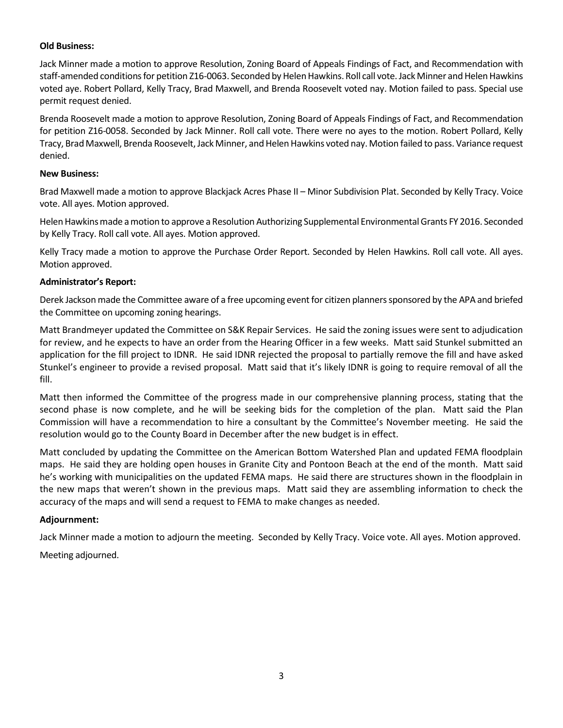**Old Business:**

Jack Minner made a motion to approve Resolution, Zoning Board of Appeals Findings of Fact, and Recommendation with staff-amended conditions for petition Z16-0063. Seconded by Helen Hawkins. Roll call vote. Jack Minner and Helen Hawkins voted aye. Robert Pollard, Kelly Tracy, Brad Maxwell, and Brenda Roosevelt voted nay. Motion failed to pass. Special use permit request denied.

Brenda Roosevelt made a motion to approve Resolution, Zoning Board of Appeals Findings of Fact, and Recommendation for petition Z16-0058. Seconded by Jack Minner. Roll call vote. There were no ayes to the motion. Robert Pollard, Kelly Tracy, Brad Maxwell, Brenda Roosevelt, Jack Minner, and Helen Hawkins voted nay. Motion failed to pass. Variance request denied.

**New Business:**

Brad Maxwell made a motion to approve Blackjack Acres Phase II – Minor Subdivision Plat. Seconded by Kelly Tracy. Voice vote. All ayes. Motion approved.

Helen Hawkins made a motion to approve a Resolution Authorizing Supplemental Environmental Grants FY 2016. Seconded by Kelly Tracy. Roll call vote. All ayes. Motion approved.

Kelly Tracy made a motion to approve the Purchase Order Report. Seconded by Helen Hawkins. Roll call vote. All ayes. Motion approved.

**Administrator's Report:**

Derek Jackson made the Committee aware of a free upcoming event for citizen planners sponsored by the APA and briefed the Committee on upcoming zoning hearings.

Matt Brandmeyer updated the Committee on S&K Repair Services. He said the zoning issues were sent to adjudication for review, and he expects to have an order from the Hearing Officer in a few weeks. Matt said Stunkel submitted an application for the fill project to IDNR. He said IDNR rejected the proposal to partially remove the fill and have asked Stunkel's engineer to provide a revised proposal. Matt said that it's likely IDNR is going to require removal of all the fill.

Matt then informed the Committee of the progress made in our comprehensive planning process, stating that the second phase is now complete, and he will be seeking bids for the completion of the plan. Matt said the Plan Commission will have a recommendation to hire a consultant by the Committee's November meeting. He said the resolution would go to the County Board in December after the new budget is in effect.

Matt concluded by updating the Committee on the American Bottom Watershed Plan and updated FEMA floodplain maps. He said they are holding open houses in Granite City and Pontoon Beach at the end of the month. Matt said he's working with municipalities on the updated FEMA maps. He said there are structures shown in the floodplain in the new maps that weren't shown in the previous maps. Matt said they are assembling information to check the accuracy of the maps and will send a request to FEMA to make changes as needed.

**Adjournment:**

Jack Minner made a motion to adjourn the meeting. Seconded by Kelly Tracy. Voice vote. All ayes. Motion approved.

Meeting adjourned.